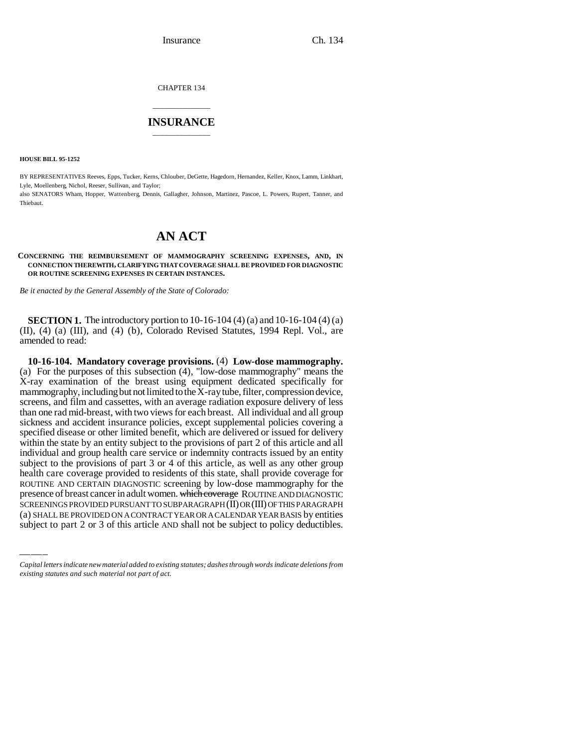CHAPTER 134

# INSURANCE

**HOUSE BILL 95-1252**

BY REPRESENTATIVES Reeves, Epps, Tucker, Kerns, Chlouber, DeGette, Hagedorn, Hernandez, Keller, Knox, Lamm, Linkhart, Lyle, Moellenberg, Nichol, Reeser, Sullivan, and Taylor;
also SENATORS Wham, Hopper, Wattenberg, Dennis, Gallagher, Johnson, Martinez, Pascoe, L. Powers, Rupert, Tanner, and Thiebaut.

# AN ACT

**CONCERNING THE REIMBURSEMENT OF MAMMOGRAPHY SCREENING EXPENSES, AND, IN CONNECTION THEREWITH, CLARIFYING THAT COVERAGE SHALL BE PROVIDED FOR DIAGNOSTIC OR ROUTINE SCREENING EXPENSES IN CERTAIN INSTANCES.**

*Be it enacted by the General Assembly of the State of Colorado:*

**SECTION 1.** The introductory portion to 10-16-104 (4) (a) and 10-16-104 (4) (a) (II), (4) (a) (III), and (4) (b), Colorado Revised Statutes, 1994 Repl. Vol., are amended to read:

**10-16-104. Mandatory coverage provisions.** (4) **Low-dose mammography.** (a) For the purposes of this subsection (4), "low-dose mammography" means the X-ray examination of the breast using equipment dedicated specifically for mammography, including but not limited to the X-ray tube, filter, compression device, screens, and film and cassettes, with an average radiation exposure delivery of less than one rad mid-breast, with two views for each breast. All individual and all group sickness and accident insurance policies, except supplemental policies covering a specified disease or other limited benefit, which are delivered or issued for delivery within the state by an entity subject to the provisions of part 2 of this article and all individual and group health care service or indemnity contracts issued by an entity subject to the provisions of part 3 or 4 of this article, as well as any other group health care coverage provided to residents of this state, shall provide coverage for ROUTINE AND CERTAIN DIAGNOSTIC screening by low-dose mammography for the presence of breast cancer in adult women. ~~which coverage~~ ROUTINE AND DIAGNOSTIC SCREENINGS PROVIDED PURSUANT TO SUBPARAGRAPH (II) OR (III) OF THIS PARAGRAPH (a) SHALL BE PROVIDED ON A CONTRACT YEAR OR A CALENDAR YEAR BASIS by entities subject to part 2 or 3 of this article AND shall not be subject to policy deductibles.

*Capital letters indicate new material added to existing statutes; dashes through words indicate deletions from existing statutes and such material not part of act.*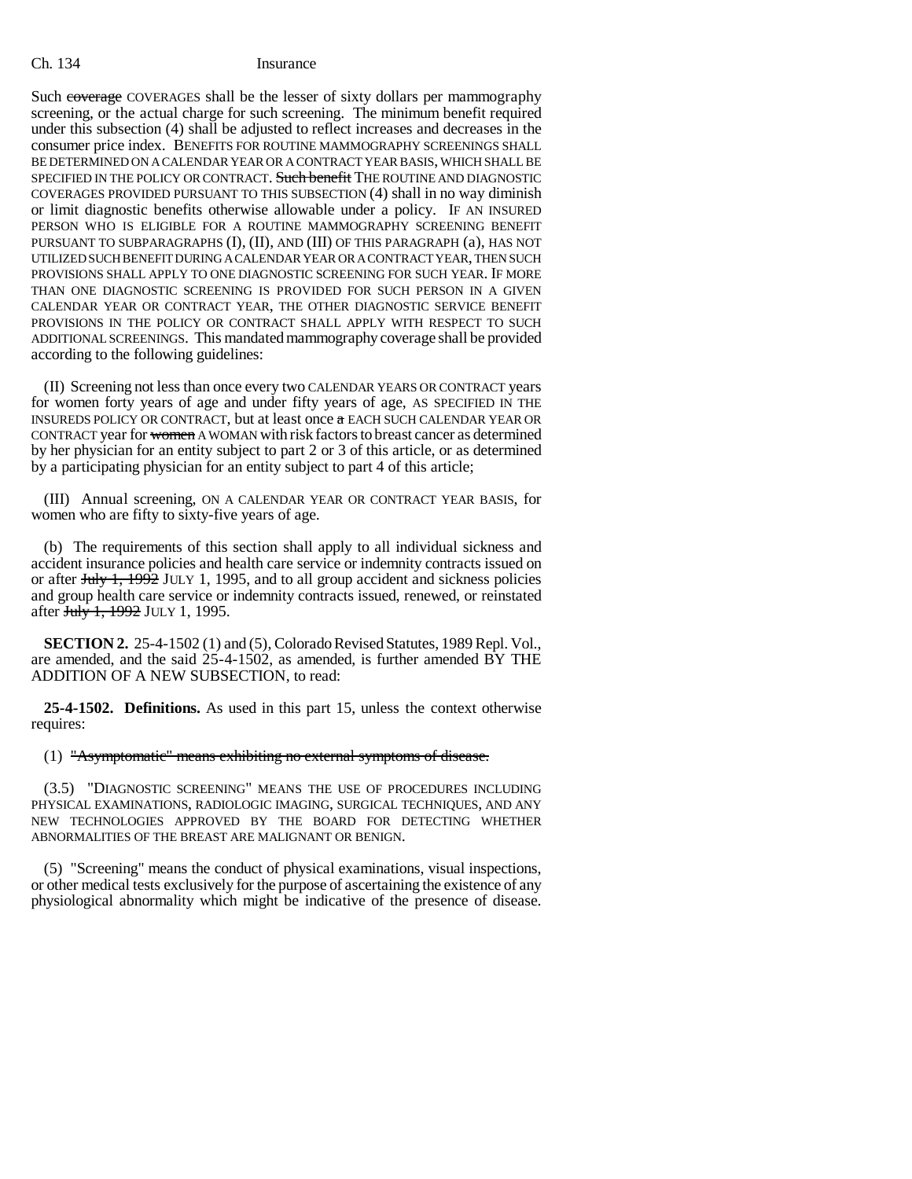Such ~~coverage~~ COVERAGES shall be the lesser of sixty dollars per mammography screening, or the actual charge for such screening. The minimum benefit required under this subsection (4) shall be adjusted to reflect increases and decreases in the consumer price index. BENEFITS FOR ROUTINE MAMMOGRAPHY SCREENINGS SHALL BE DETERMINED ON A CALENDAR YEAR OR A CONTRACT YEAR BASIS, WHICH SHALL BE SPECIFIED IN THE POLICY OR CONTRACT. ~~Such benefit~~ THE ROUTINE AND DIAGNOSTIC COVERAGES PROVIDED PURSUANT TO THIS SUBSECTION (4) shall in no way diminish or limit diagnostic benefits otherwise allowable under a policy. IF AN INSURED PERSON WHO IS ELIGIBLE FOR A ROUTINE MAMMOGRAPHY SCREENING BENEFIT PURSUANT TO SUBPARAGRAPHS (I), (II), AND (III) OF THIS PARAGRAPH (a), HAS NOT UTILIZED SUCH BENEFIT DURING A CALENDAR YEAR OR A CONTRACT YEAR, THEN SUCH PROVISIONS SHALL APPLY TO ONE DIAGNOSTIC SCREENING FOR SUCH YEAR. IF MORE THAN ONE DIAGNOSTIC SCREENING IS PROVIDED FOR SUCH PERSON IN A GIVEN CALENDAR YEAR OR CONTRACT YEAR, THE OTHER DIAGNOSTIC SERVICE BENEFIT PROVISIONS IN THE POLICY OR CONTRACT SHALL APPLY WITH RESPECT TO SUCH ADDITIONAL SCREENINGS. This mandated mammography coverage shall be provided according to the following guidelines:

(II) Screening not less than once every two CALENDAR YEARS OR CONTRACT years for women forty years of age and under fifty years of age, AS SPECIFIED IN THE INSUREDS POLICY OR CONTRACT, but at least once ~~a~~ EACH SUCH CALENDAR YEAR OR CONTRACT year for ~~women~~ A WOMAN with risk factors to breast cancer as determined by her physician for an entity subject to part 2 or 3 of this article, or as determined by a participating physician for an entity subject to part 4 of this article;

(III) Annual screening, ON A CALENDAR YEAR OR CONTRACT YEAR BASIS, for women who are fifty to sixty-five years of age.

(b) The requirements of this section shall apply to all individual sickness and accident insurance policies and health care service or indemnity contracts issued on or after ~~July 1, 1992~~ JULY 1, 1995, and to all group accident and sickness policies and group health care service or indemnity contracts issued, renewed, or reinstated after ~~July 1, 1992~~ JULY 1, 1995.

**SECTION 2.** 25-4-1502 (1) and (5), Colorado Revised Statutes, 1989 Repl. Vol., are amended, and the said 25-4-1502, as amended, is further amended BY THE ADDITION OF A NEW SUBSECTION, to read:

**25-4-1502. Definitions.** As used in this part 15, unless the context otherwise requires:

(1) ~~"Asymptomatic" means exhibiting no external symptoms of disease.~~

(3.5) "DIAGNOSTIC SCREENING" MEANS THE USE OF PROCEDURES INCLUDING PHYSICAL EXAMINATIONS, RADIOLOGIC IMAGING, SURGICAL TECHNIQUES, AND ANY NEW TECHNOLOGIES APPROVED BY THE BOARD FOR DETECTING WHETHER ABNORMALITIES OF THE BREAST ARE MALIGNANT OR BENIGN.

(5) "Screening" means the conduct of physical examinations, visual inspections, or other medical tests exclusively for the purpose of ascertaining the existence of any physiological abnormality which might be indicative of the presence of disease.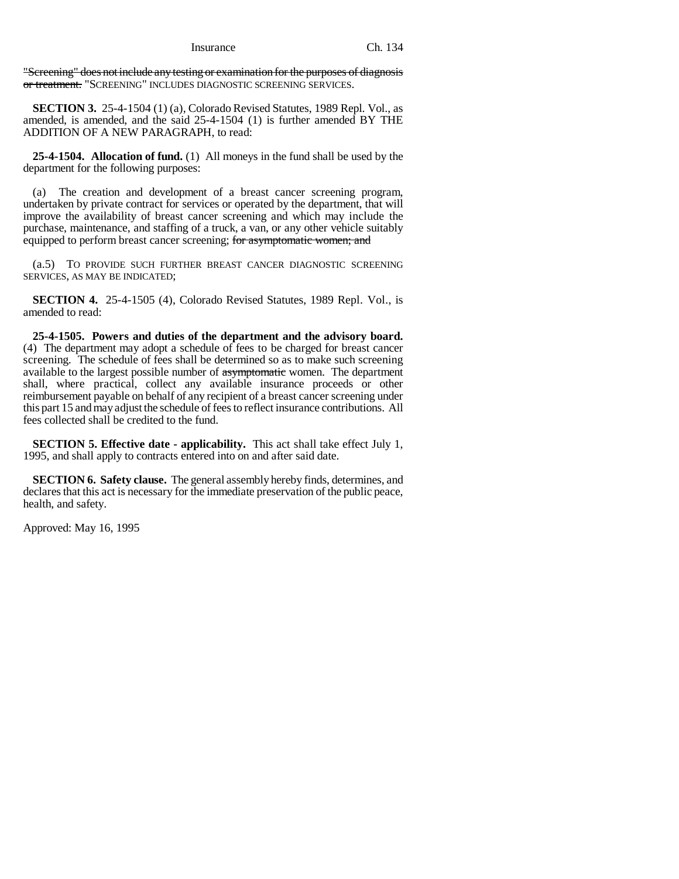~~"Screening" does not include any testing or examination for the purposes of diagnosis or treatment.~~ "SCREENING" INCLUDES DIAGNOSTIC SCREENING SERVICES.

**SECTION 3.** 25-4-1504 (1) (a), Colorado Revised Statutes, 1989 Repl. Vol., as amended, is amended, and the said 25-4-1504 (1) is further amended BY THE ADDITION OF A NEW PARAGRAPH, to read:

**25-4-1504. Allocation of fund.** (1) All moneys in the fund shall be used by the department for the following purposes:

(a) The creation and development of a breast cancer screening program, undertaken by private contract for services or operated by the department, that will improve the availability of breast cancer screening and which may include the purchase, maintenance, and staffing of a truck, a van, or any other vehicle suitably equipped to perform breast cancer screening; ~~for asymptomatic women; and~~

(a.5) TO PROVIDE SUCH FURTHER BREAST CANCER DIAGNOSTIC SCREENING SERVICES, AS MAY BE INDICATED;

**SECTION 4.** 25-4-1505 (4), Colorado Revised Statutes, 1989 Repl. Vol., is amended to read:

**25-4-1505. Powers and duties of the department and the advisory board.** (4) The department may adopt a schedule of fees to be charged for breast cancer screening. The schedule of fees shall be determined so as to make such screening available to the largest possible number of ~~asymptomatic~~ women. The department shall, where practical, collect any available insurance proceeds or other reimbursement payable on behalf of any recipient of a breast cancer screening under this part 15 and may adjust the schedule of fees to reflect insurance contributions. All fees collected shall be credited to the fund.

**SECTION 5. Effective date - applicability.** This act shall take effect July 1, 1995, and shall apply to contracts entered into on and after said date.

**SECTION 6. Safety clause.** The general assembly hereby finds, determines, and declares that this act is necessary for the immediate preservation of the public peace, health, and safety.

Approved: May 16, 1995